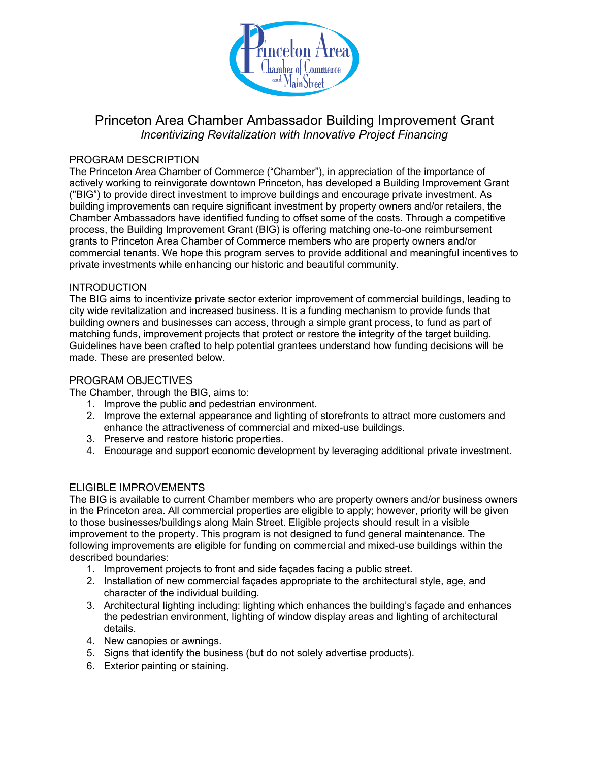# Princeton Area Chamber Ambassador Building Improvement Grant

*Incentivizing Revitalization with Innovative Project Financing*

## PROGRAM DESCRIPTION

The Princeton Area Chamber of Commerce ("Chamber"), in appreciation of the importance of actively working to reinvigorate downtown Princeton, has developed a Building Improvement Grant ("BIG") to provide direct investment to improve buildings and encourage private investment. As building improvements can require significant investment by property owners and/or retailers, the Chamber Ambassadors have identified funding to offset some of the costs. Through a competitive process, the Building Improvement Grant (BIG) is offering matching one-to-one reimbursement grants to Princeton Area Chamber of Commerce members who are property owners and/or commercial tenants. We hope this program serves to provide additional and meaningful incentives to private investments while enhancing our historic and beautiful community.

## INTRODUCTION

The BIG aims to incentivize private sector exterior improvement of commercial buildings, leading to city wide revitalization and increased business. It is a funding mechanism to provide funds that building owners and businesses can access, through a simple grant process, to fund as part of matching funds, improvement projects that protect or restore the integrity of the target building. Guidelines have been crafted to help potential grantees understand how funding decisions will be made. These are presented below.

## PROGRAM OBJECTIVES

The Chamber, through the BIG, aims to:

1. Improve the public and pedestrian environment.
2. Improve the external appearance and lighting of storefronts to attract more customers and enhance the attractiveness of commercial and mixed-use buildings.
3. Preserve and restore historic properties.
4. Encourage and support economic development by leveraging additional private investment.

## ELIGIBLE IMPROVEMENTS

The BIG is available to current Chamber members who are property owners and/or business owners in the Princeton area. All commercial properties are eligible to apply; however, priority will be given to those businesses/buildings along Main Street. Eligible projects should result in a visible improvement to the property. This program is not designed to fund general maintenance. The following improvements are eligible for funding on commercial and mixed-use buildings within the described boundaries:

1. Improvement projects to front and side façades facing a public street.
2. Installation of new commercial façades appropriate to the architectural style, age, and character of the individual building.
3. Architectural lighting including: lighting which enhances the building's façade and enhances the pedestrian environment, lighting of window display areas and lighting of architectural details.
4. New canopies or awnings.
5. Signs that identify the business (but do not solely advertise products).
6. Exterior painting or staining.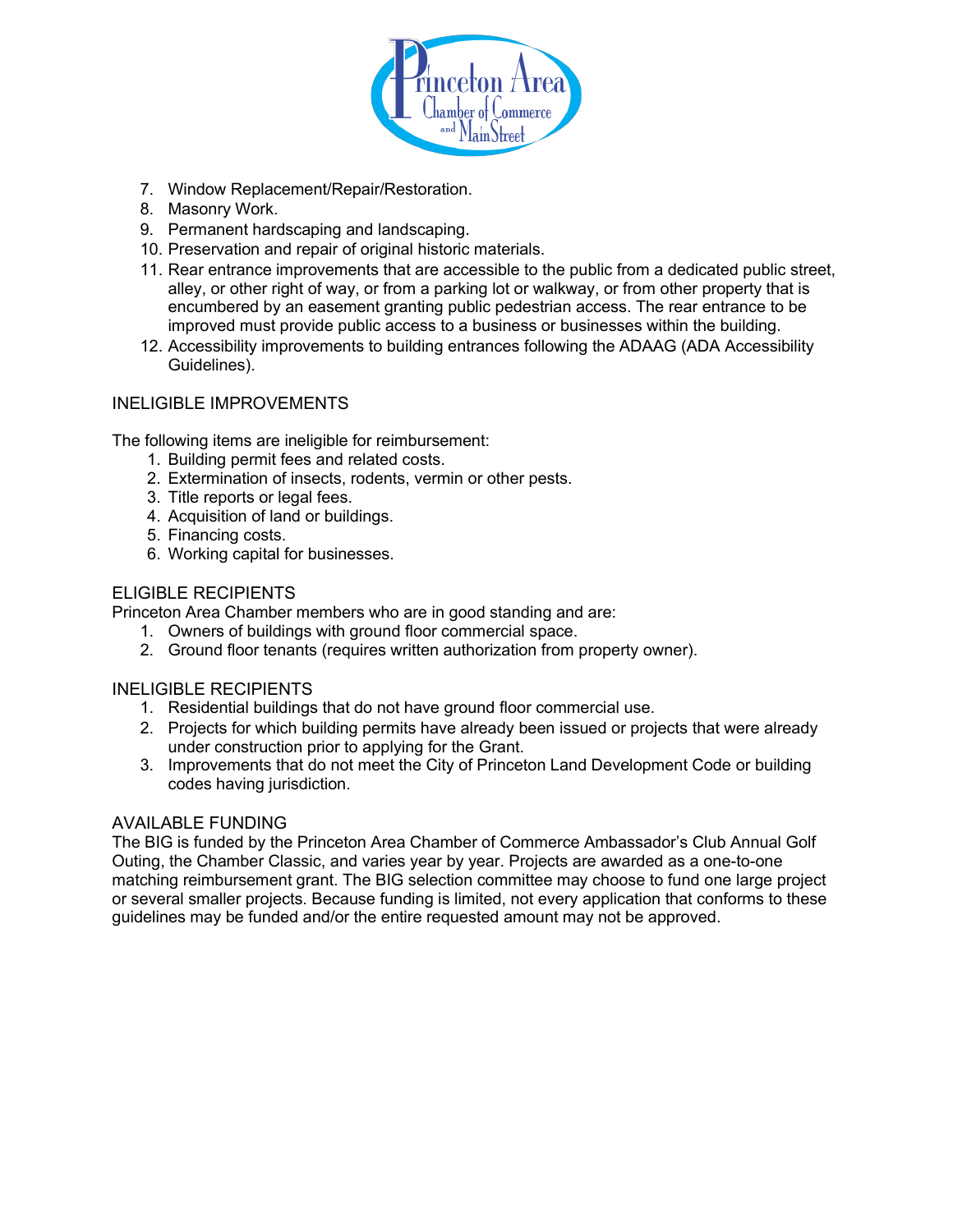7. Window Replacement/Repair/Restoration.
8. Masonry Work.
9. Permanent hardscaping and landscaping.
10. Preservation and repair of original historic materials.
11. Rear entrance improvements that are accessible to the public from a dedicated public street, alley, or other right of way, or from a parking lot or walkway, or from other property that is encumbered by an easement granting public pedestrian access. The rear entrance to be improved must provide public access to a business or businesses within the building.
12. Accessibility improvements to building entrances following the ADAAG (ADA Accessibility Guidelines).

## INELIGIBLE IMPROVEMENTS

The following items are ineligible for reimbursement:

1. Building permit fees and related costs.
2. Extermination of insects, rodents, vermin or other pests.
3. Title reports or legal fees.
4. Acquisition of land or buildings.
5. Financing costs.
6. Working capital for businesses.

## ELIGIBLE RECIPIENTS

Princeton Area Chamber members who are in good standing and are:

1. Owners of buildings with ground floor commercial space.
2. Ground floor tenants (requires written authorization from property owner).

## INELIGIBLE RECIPIENTS

1. Residential buildings that do not have ground floor commercial use.
2. Projects for which building permits have already been issued or projects that were already under construction prior to applying for the Grant.
3. Improvements that do not meet the City of Princeton Land Development Code or building codes having jurisdiction.

## AVAILABLE FUNDING

The BIG is funded by the Princeton Area Chamber of Commerce Ambassador's Club Annual Golf Outing, the Chamber Classic, and varies year by year. Projects are awarded as a one-to-one matching reimbursement grant. The BIG selection committee may choose to fund one large project or several smaller projects. Because funding is limited, not every application that conforms to these guidelines may be funded and/or the entire requested amount may not be approved.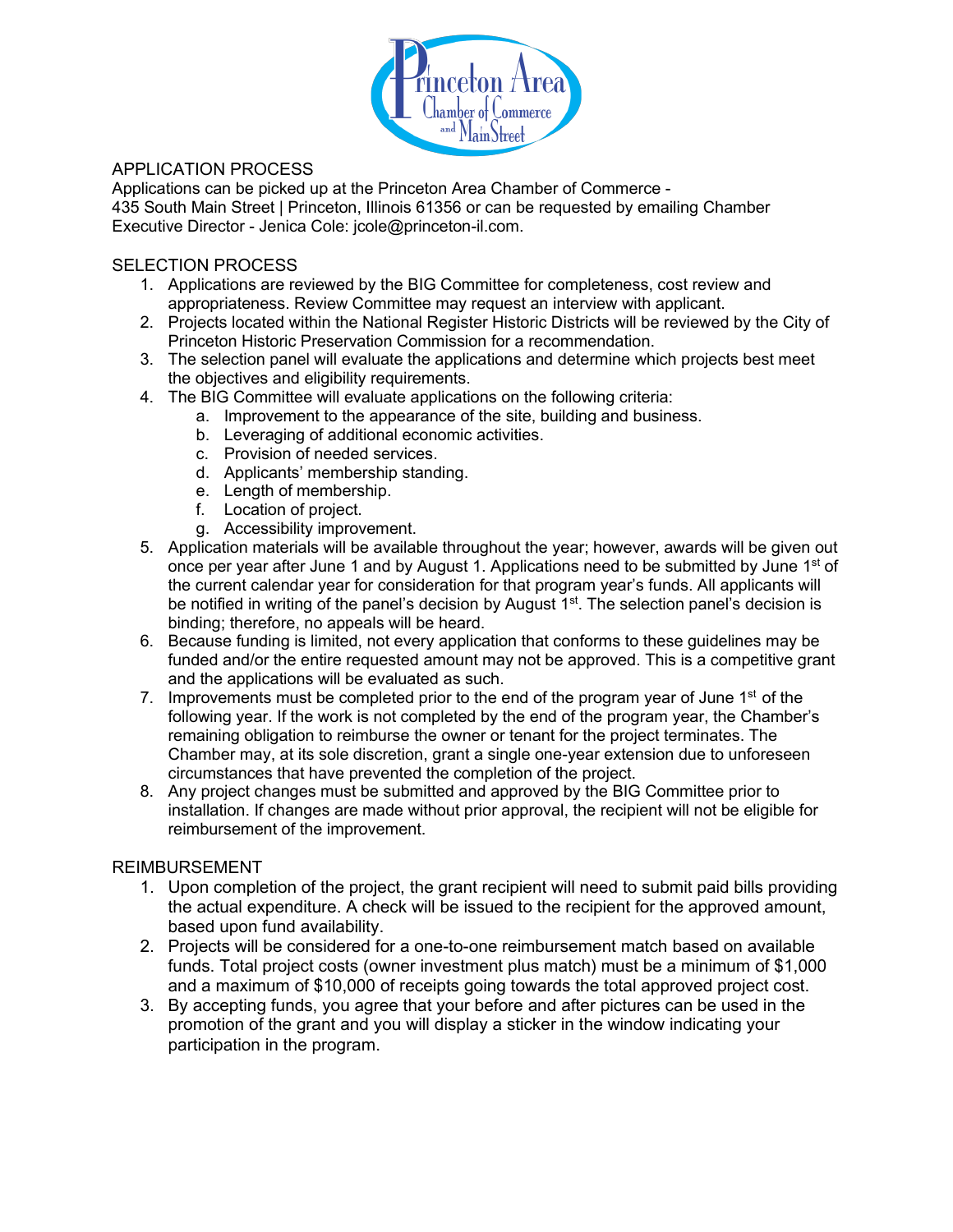## APPLICATION PROCESS

Applications can be picked up at the Princeton Area Chamber of Commerce - 435 South Main Street | Princeton, Illinois 61356 or can be requested by emailing Chamber Executive Director - Jenica Cole: jcole@princeton-il.com.

## SELECTION PROCESS

1. Applications are reviewed by the BIG Committee for completeness, cost review and appropriateness. Review Committee may request an interview with applicant.
2. Projects located within the National Register Historic Districts will be reviewed by the City of Princeton Historic Preservation Commission for a recommendation.
3. The selection panel will evaluate the applications and determine which projects best meet the objectives and eligibility requirements.
4. The BIG Committee will evaluate applications on the following criteria:
   a. Improvement to the appearance of the site, building and business.
   b. Leveraging of additional economic activities.
   c. Provision of needed services.
   d. Applicants' membership standing.
   e. Length of membership.
   f. Location of project.
   g. Accessibility improvement.
5. Application materials will be available throughout the year; however, awards will be given out once per year after June 1 and by August 1. Applications need to be submitted by June 1st of the current calendar year for consideration for that program year's funds. All applicants will be notified in writing of the panel's decision by August 1st. The selection panel's decision is binding; therefore, no appeals will be heard.
6. Because funding is limited, not every application that conforms to these guidelines may be funded and/or the entire requested amount may not be approved. This is a competitive grant and the applications will be evaluated as such.
7. Improvements must be completed prior to the end of the program year of June 1st of the following year. If the work is not completed by the end of the program year, the Chamber's remaining obligation to reimburse the owner or tenant for the project terminates. The Chamber may, at its sole discretion, grant a single one-year extension due to unforeseen circumstances that have prevented the completion of the project.
8. Any project changes must be submitted and approved by the BIG Committee prior to installation. If changes are made without prior approval, the recipient will not be eligible for reimbursement of the improvement.

## REIMBURSEMENT

1. Upon completion of the project, the grant recipient will need to submit paid bills providing the actual expenditure. A check will be issued to the recipient for the approved amount, based upon fund availability.
2. Projects will be considered for a one-to-one reimbursement match based on available funds. Total project costs (owner investment plus match) must be a minimum of $1,000 and a maximum of $10,000 of receipts going towards the total approved project cost.
3. By accepting funds, you agree that your before and after pictures can be used in the promotion of the grant and you will display a sticker in the window indicating your participation in the program.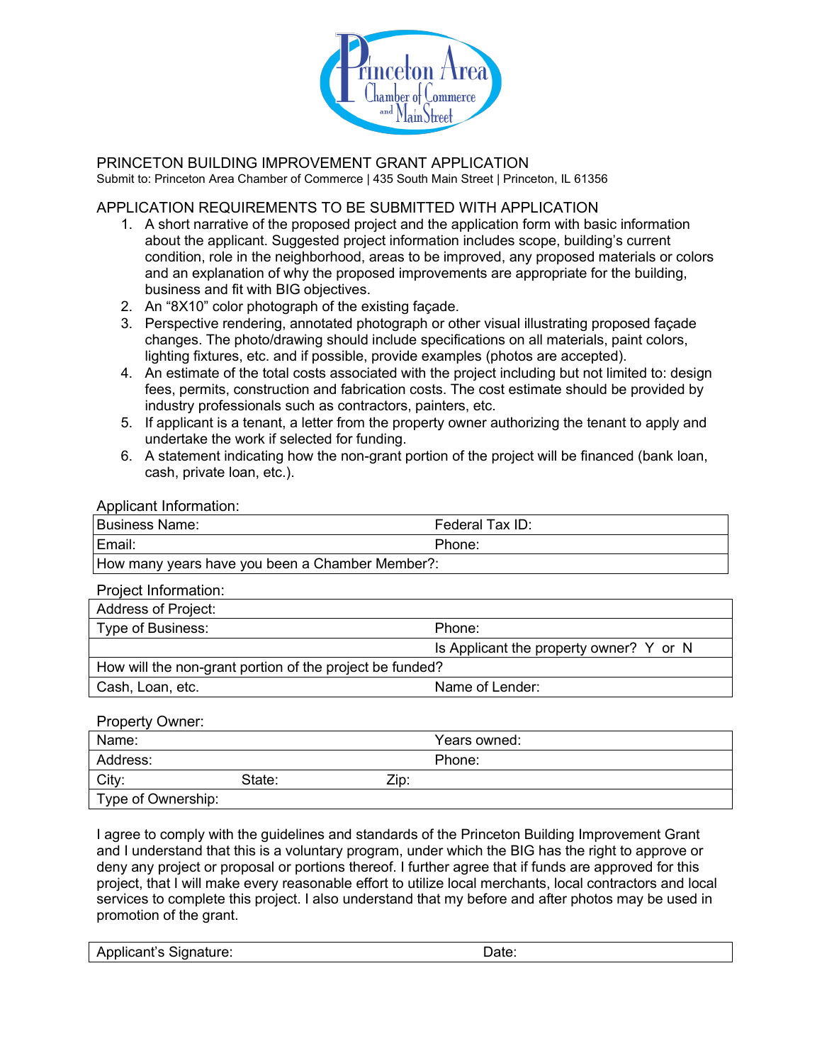# PRINCETON BUILDING IMPROVEMENT GRANT APPLICATION

Submit to: Princeton Area Chamber of Commerce | 435 South Main Street | Princeton, IL 61356

## APPLICATION REQUIREMENTS TO BE SUBMITTED WITH APPLICATION

1. A short narrative of the proposed project and the application form with basic information about the applicant. Suggested project information includes scope, building's current condition, role in the neighborhood, areas to be improved, any proposed materials or colors and an explanation of why the proposed improvements are appropriate for the building, business and fit with BIG objectives.
2. An "8X10" color photograph of the existing façade.
3. Perspective rendering, annotated photograph or other visual illustrating proposed façade changes. The photo/drawing should include specifications on all materials, paint colors, lighting fixtures, etc. and if possible, provide examples (photos are accepted).
4. An estimate of the total costs associated with the project including but not limited to: design fees, permits, construction and fabrication costs. The cost estimate should be provided by industry professionals such as contractors, painters, etc.
5. If applicant is a tenant, a letter from the property owner authorizing the tenant to apply and undertake the work if selected for funding.
6. A statement indicating how the non-grant portion of the project will be financed (bank loan, cash, private loan, etc.).

Applicant Information:

| | |
|---|---|
| Business Name: | Federal Tax ID: |
| Email: | Phone: |
| How many years have you been a Chamber Member?: | |

Project Information:

| | |
|---|---|
| Address of Project: | |
| Type of Business: | Phone: |
| | Is Applicant the property owner? Y or N |
| How will the non-grant portion of the project be funded? | |
| Cash, Loan, etc. | Name of Lender: |

Property Owner:

| | | | |
|---|---|---|---|
| Name: | | | Years owned: |
| Address: | | | Phone: |
| City: | State: | Zip: | |
| Type of Ownership: | | | |

I agree to comply with the guidelines and standards of the Princeton Building Improvement Grant and I understand that this is a voluntary program, under which the BIG has the right to approve or deny any project or proposal or portions thereof. I further agree that if funds are approved for this project, that I will make every reasonable effort to utilize local merchants, local contractors and local services to complete this project. I also understand that my before and after photos may be used in promotion of the grant.

| | |
|---|---|
| Applicant's Signature: | Date: |